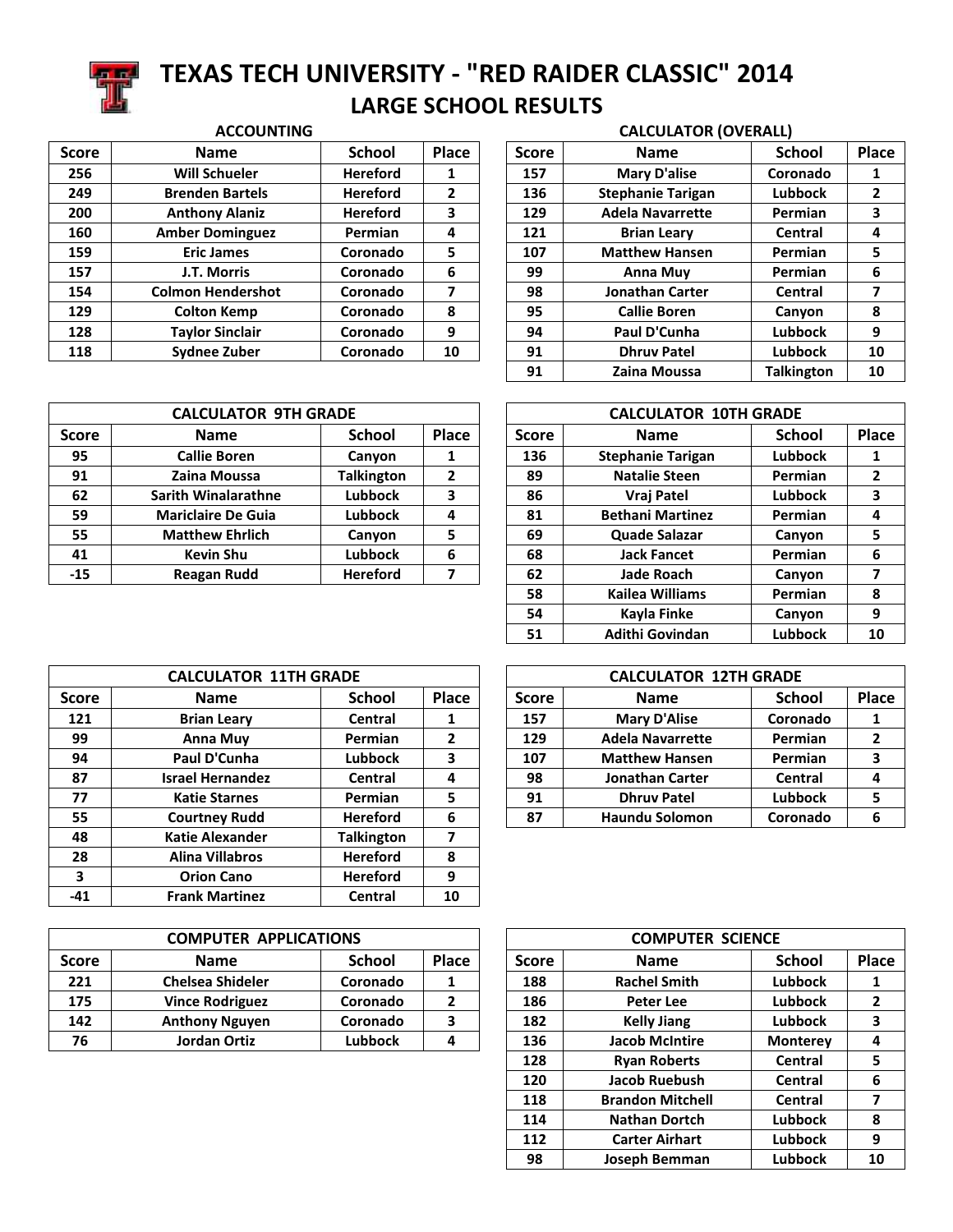# TEXAS TECH UNIVERSITY - "RED RAIDER CLASSIC" 2014

## LARGE SCHOOL RESULTS

### ACCOUNTING

| Score | Name | School | Place |
|---|---|---|---|
| 256 | Will Schueler | Hereford | 1 |
| 249 | Brenden Bartels | Hereford | 2 |
| 200 | Anthony Alaniz | Hereford | 3 |
| 160 | Amber Dominguez | Permian | 4 |
| 159 | Eric James | Coronado | 5 |
| 157 | J.T. Morris | Coronado | 6 |
| 154 | Colmon Hendershot | Coronado | 7 |
| 129 | Colton Kemp | Coronado | 8 |
| 128 | Taylor Sinclair | Coronado | 9 |
| 118 | Sydnee Zuber | Coronado | 10 |

### CALCULATOR (OVERALL)

| Score | Name | School | Place |
|---|---|---|---|
| 157 | Mary D'alise | Coronado | 1 |
| 136 | Stephanie Tarigan | Lubbock | 2 |
| 129 | Adela Navarrette | Permian | 3 |
| 121 | Brian Leary | Central | 4 |
| 107 | Matthew Hansen | Permian | 5 |
| 99 | Anna Muy | Permian | 6 |
| 98 | Jonathan Carter | Central | 7 |
| 95 | Callie Boren | Canyon | 8 |
| 94 | Paul D'Cunha | Lubbock | 9 |
| 91 | Dhruv Patel | Lubbock | 10 |
| 91 | Zaina Moussa | Talkington | 10 |

### CALCULATOR 9TH GRADE

| Score | Name | School | Place |
|---|---|---|---|
| 95 | Callie Boren | Canyon | 1 |
| 91 | Zaina Moussa | Talkington | 2 |
| 62 | Sarith Winalarathne | Lubbock | 3 |
| 59 | Mariclaire De Guia | Lubbock | 4 |
| 55 | Matthew Ehrlich | Canyon | 5 |
| 41 | Kevin Shu | Lubbock | 6 |
| -15 | Reagan Rudd | Hereford | 7 |

### CALCULATOR 10TH GRADE

| Score | Name | School | Place |
|---|---|---|---|
| 136 | Stephanie Tarigan | Lubbock | 1 |
| 89 | Natalie Steen | Permian | 2 |
| 86 | Vraj Patel | Lubbock | 3 |
| 81 | Bethani Martinez | Permian | 4 |
| 69 | Quade Salazar | Canyon | 5 |
| 68 | Jack Fancet | Permian | 6 |
| 62 | Jade Roach | Canyon | 7 |
| 58 | Kailea Williams | Permian | 8 |
| 54 | Kayla Finke | Canyon | 9 |
| 51 | Adithi Govindan | Lubbock | 10 |

### CALCULATOR 11TH GRADE

| Score | Name | School | Place |
|---|---|---|---|
| 121 | Brian Leary | Central | 1 |
| 99 | Anna Muy | Permian | 2 |
| 94 | Paul D'Cunha | Lubbock | 3 |
| 87 | Israel Hernandez | Central | 4 |
| 77 | Katie Starnes | Permian | 5 |
| 55 | Courtney Rudd | Hereford | 6 |
| 48 | Katie Alexander | Talkington | 7 |
| 28 | Alina Villabros | Hereford | 8 |
| 3 | Orion Cano | Hereford | 9 |
| -41 | Frank Martinez | Central | 10 |

### CALCULATOR 12TH GRADE

| Score | Name | School | Place |
|---|---|---|---|
| 157 | Mary D'Alise | Coronado | 1 |
| 129 | Adela Navarrette | Permian | 2 |
| 107 | Matthew Hansen | Permian | 3 |
| 98 | Jonathan Carter | Central | 4 |
| 91 | Dhruv Patel | Lubbock | 5 |
| 87 | Haundu Solomon | Coronado | 6 |

### COMPUTER APPLICATIONS

| Score | Name | School | Place |
|---|---|---|---|
| 221 | Chelsea Shideler | Coronado | 1 |
| 175 | Vince Rodriguez | Coronado | 2 |
| 142 | Anthony Nguyen | Coronado | 3 |
| 76 | Jordan Ortiz | Lubbock | 4 |

### COMPUTER SCIENCE

| Score | Name | School | Place |
|---|---|---|---|
| 188 | Rachel Smith | Lubbock | 1 |
| 186 | Peter Lee | Lubbock | 2 |
| 182 | Kelly Jiang | Lubbock | 3 |
| 136 | Jacob McIntire | Monterey | 4 |
| 128 | Ryan Roberts | Central | 5 |
| 120 | Jacob Ruebush | Central | 6 |
| 118 | Brandon Mitchell | Central | 7 |
| 114 | Nathan Dortch | Lubbock | 8 |
| 112 | Carter Airhart | Lubbock | 9 |
| 98 | Joseph Bemman | Lubbock | 10 |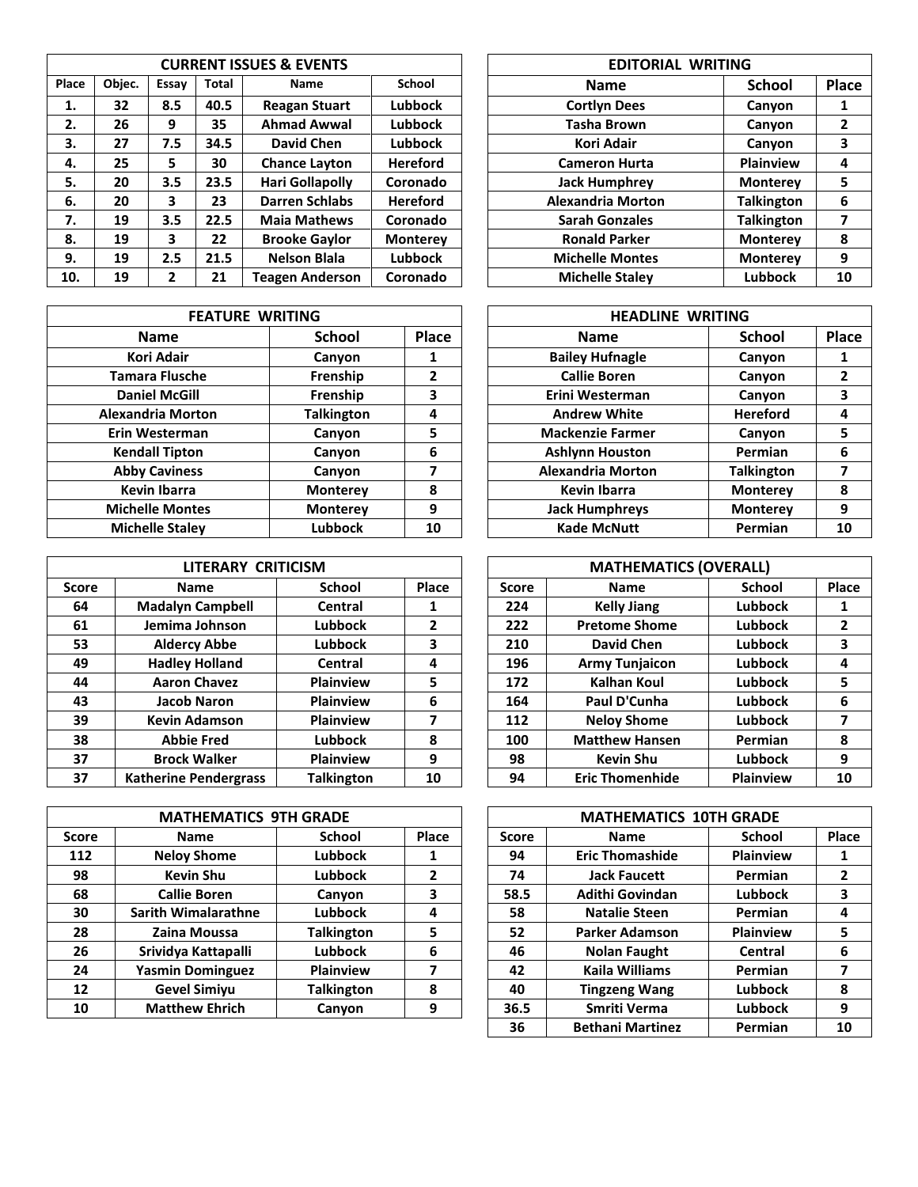| CURRENT ISSUES & EVENTS | | | | | |
|---|---|---|---|---|---|
| Place | Objec. | Essay | Total | Name | School |
| 1. | 32 | 8.5 | 40.5 | Reagan Stuart | Lubbock |
| 2. | 26 | 9 | 35 | Ahmad Awwal | Lubbock |
| 3. | 27 | 7.5 | 34.5 | David Chen | Lubbock |
| 4. | 25 | 5 | 30 | Chance Layton | Hereford |
| 5. | 20 | 3.5 | 23.5 | Hari Gollapolly | Coronado |
| 6. | 20 | 3 | 23 | Darren Schlabs | Hereford |
| 7. | 19 | 3.5 | 22.5 | Maia Mathews | Coronado |
| 8. | 19 | 3 | 22 | Brooke Gaylor | Monterey |
| 9. | 19 | 2.5 | 21.5 | Nelson Blala | Lubbock |
| 10. | 19 | 2 | 21 | Teagen Anderson | Coronado |

| EDITORIAL WRITING | | |
|---|---|---|
| Name | School | Place |
| Cortlyn Dees | Canyon | 1 |
| Tasha Brown | Canyon | 2 |
| Kori Adair | Canyon | 3 |
| Cameron Hurta | Plainview | 4 |
| Jack Humphrey | Monterey | 5 |
| Alexandria Morton | Talkington | 6 |
| Sarah Gonzales | Talkington | 7 |
| Ronald Parker | Monterey | 8 |
| Michelle Montes | Monterey | 9 |
| Michelle Staley | Lubbock | 10 |

| FEATURE WRITING | | |
|---|---|---|
| Name | School | Place |
| Kori Adair | Canyon | 1 |
| Tamara Flusche | Frenship | 2 |
| Daniel McGill | Frenship | 3 |
| Alexandria Morton | Talkington | 4 |
| Erin Westerman | Canyon | 5 |
| Kendall Tipton | Canyon | 6 |
| Abby Caviness | Canyon | 7 |
| Kevin Ibarra | Monterey | 8 |
| Michelle Montes | Monterey | 9 |
| Michelle Staley | Lubbock | 10 |

| HEADLINE WRITING | | |
|---|---|---|
| Name | School | Place |
| Bailey Hufnagle | Canyon | 1 |
| Callie Boren | Canyon | 2 |
| Erini Westerman | Canyon | 3 |
| Andrew White | Hereford | 4 |
| Mackenzie Farmer | Canyon | 5 |
| Ashlynn Houston | Permian | 6 |
| Alexandria Morton | Talkington | 7 |
| Kevin Ibarra | Monterey | 8 |
| Jack Humphreys | Monterey | 9 |
| Kade McNutt | Permian | 10 |

| LITERARY CRITICISM | | | |
|---|---|---|---|
| Score | Name | School | Place |
| 64 | Madalyn Campbell | Central | 1 |
| 61 | Jemima Johnson | Lubbock | 2 |
| 53 | Aldercy Abbe | Lubbock | 3 |
| 49 | Hadley Holland | Central | 4 |
| 44 | Aaron Chavez | Plainview | 5 |
| 43 | Jacob Naron | Plainview | 6 |
| 39 | Kevin Adamson | Plainview | 7 |
| 38 | Abbie Fred | Lubbock | 8 |
| 37 | Brock Walker | Plainview | 9 |
| 37 | Katherine Pendergrass | Talkington | 10 |

| MATHEMATICS (OVERALL) | | | |
|---|---|---|---|
| Score | Name | School | Place |
| 224 | Kelly Jiang | Lubbock | 1 |
| 222 | Pretome Shome | Lubbock | 2 |
| 210 | David Chen | Lubbock | 3 |
| 196 | Army Tunjaicon | Lubbock | 4 |
| 172 | Kalhan Koul | Lubbock | 5 |
| 164 | Paul D'Cunha | Lubbock | 6 |
| 112 | Neloy Shome | Lubbock | 7 |
| 100 | Matthew Hansen | Permian | 8 |
| 98 | Kevin Shu | Lubbock | 9 |
| 94 | Eric Thomenhide | Plainview | 10 |

| MATHEMATICS 9TH GRADE | | | |
|---|---|---|---|
| Score | Name | School | Place |
| 112 | Neloy Shome | Lubbock | 1 |
| 98 | Kevin Shu | Lubbock | 2 |
| 68 | Callie Boren | Canyon | 3 |
| 30 | Sarith Wimalarathne | Lubbock | 4 |
| 28 | Zaina Moussa | Talkington | 5 |
| 26 | Srividya Kattapalli | Lubbock | 6 |
| 24 | Yasmin Dominguez | Plainview | 7 |
| 12 | Gevel Simiyu | Talkington | 8 |
| 10 | Matthew Ehrich | Canyon | 9 |

| MATHEMATICS 10TH GRADE | | | |
|---|---|---|---|
| Score | Name | School | Place |
| 94 | Eric Thomashide | Plainview | 1 |
| 74 | Jack Faucett | Permian | 2 |
| 58.5 | Adithi Govindan | Lubbock | 3 |
| 58 | Natalie Steen | Permian | 4 |
| 52 | Parker Adamson | Plainview | 5 |
| 46 | Nolan Faught | Central | 6 |
| 42 | Kaila Williams | Permian | 7 |
| 40 | Tingzeng Wang | Lubbock | 8 |
| 36.5 | Smriti Verma | Lubbock | 9 |
| 36 | Bethani Martinez | Permian | 10 |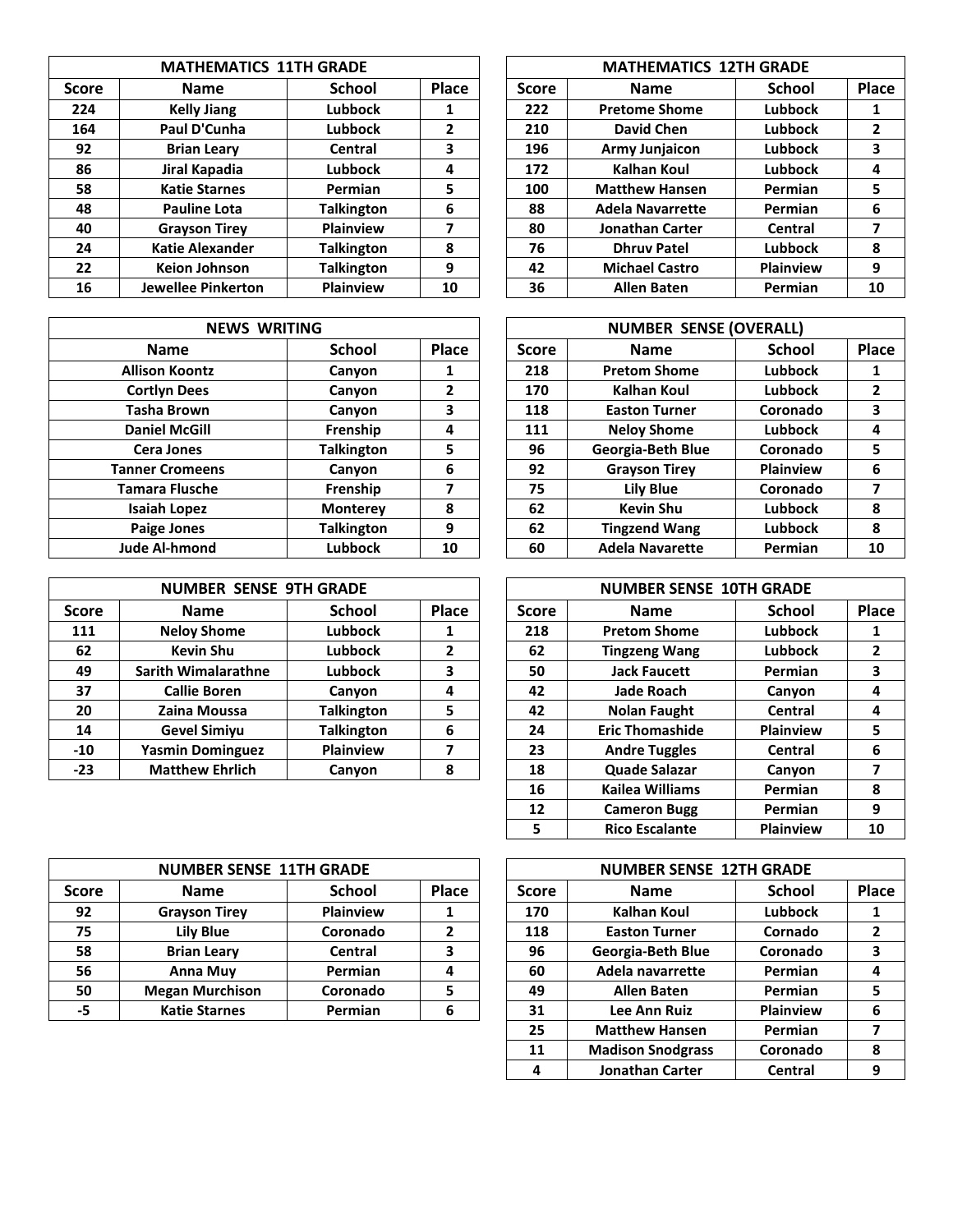| MATHEMATICS 11TH GRADE | | | |
|---|---|---|---|
| **Score** | **Name** | **School** | **Place** |
| 224 | Kelly Jiang | Lubbock | 1 |
| 164 | Paul D'Cunha | Lubbock | 2 |
| 92 | Brian Leary | Central | 3 |
| 86 | Jiral Kapadia | Lubbock | 4 |
| 58 | Katie Starnes | Permian | 5 |
| 48 | Pauline Lota | Talkington | 6 |
| 40 | Grayson Tirey | Plainview | 7 |
| 24 | Katie Alexander | Talkington | 8 |
| 22 | Keion Johnson | Talkington | 9 |
| 16 | Jewellee Pinkerton | Plainview | 10 |

| MATHEMATICS 12TH GRADE | | | |
|---|---|---|---|
| **Score** | **Name** | **School** | **Place** |
| 222 | Pretome Shome | Lubbock | 1 |
| 210 | David Chen | Lubbock | 2 |
| 196 | Army Junjaicon | Lubbock | 3 |
| 172 | Kalhan Koul | Lubbock | 4 |
| 100 | Matthew Hansen | Permian | 5 |
| 88 | Adela Navarrette | Permian | 6 |
| 80 | Jonathan Carter | Central | 7 |
| 76 | Dhruv Patel | Lubbock | 8 |
| 42 | Michael Castro | Plainview | 9 |
| 36 | Allen Baten | Permian | 10 |

| NEWS WRITING | | |
|---|---|---|
| **Name** | **School** | **Place** |
| Allison Koontz | Canyon | 1 |
| Cortlyn Dees | Canyon | 2 |
| Tasha Brown | Canyon | 3 |
| Daniel McGill | Frenship | 4 |
| Cera Jones | Talkington | 5 |
| Tanner Cromeens | Canyon | 6 |
| Tamara Flusche | Frenship | 7 |
| Isaiah Lopez | Monterey | 8 |
| Paige Jones | Talkington | 9 |
| Jude Al-hmond | Lubbock | 10 |

| NUMBER SENSE (OVERALL) | | | |
|---|---|---|---|
| **Score** | **Name** | **School** | **Place** |
| 218 | Pretom Shome | Lubbock | 1 |
| 170 | Kalhan Koul | Lubbock | 2 |
| 118 | Easton Turner | Coronado | 3 |
| 111 | Neloy Shome | Lubbock | 4 |
| 96 | Georgia-Beth Blue | Coronado | 5 |
| 92 | Grayson Tirey | Plainview | 6 |
| 75 | Lily Blue | Coronado | 7 |
| 62 | Kevin Shu | Lubbock | 8 |
| 62 | Tingzend Wang | Lubbock | 8 |
| 60 | Adela Navarette | Permian | 10 |

| NUMBER SENSE 9TH GRADE | | | |
|---|---|---|---|
| **Score** | **Name** | **School** | **Place** |
| 111 | Neloy Shome | Lubbock | 1 |
| 62 | Kevin Shu | Lubbock | 2 |
| 49 | Sarith Wimalarathne | Lubbock | 3 |
| 37 | Callie Boren | Canyon | 4 |
| 20 | Zaina Moussa | Talkington | 5 |
| 14 | Gevel Simiyu | Talkington | 6 |
| -10 | Yasmin Dominguez | Plainview | 7 |
| -23 | Matthew Ehrlich | Canyon | 8 |

| NUMBER SENSE 10TH GRADE | | | |
|---|---|---|---|
| **Score** | **Name** | **School** | **Place** |
| 218 | Pretom Shome | Lubbock | 1 |
| 62 | Tingzeng Wang | Lubbock | 2 |
| 50 | Jack Faucett | Permian | 3 |
| 42 | Jade Roach | Canyon | 4 |
| 42 | Nolan Faught | Central | 4 |
| 24 | Eric Thomashide | Plainview | 5 |
| 23 | Andre Tuggles | Central | 6 |
| 18 | Quade Salazar | Canyon | 7 |
| 16 | Kailea Williams | Permian | 8 |
| 12 | Cameron Bugg | Permian | 9 |
| 5 | Rico Escalante | Plainview | 10 |

| NUMBER SENSE 11TH GRADE | | | |
|---|---|---|---|
| **Score** | **Name** | **School** | **Place** |
| 92 | Grayson Tirey | Plainview | 1 |
| 75 | Lily Blue | Coronado | 2 |
| 58 | Brian Leary | Central | 3 |
| 56 | Anna Muy | Permian | 4 |
| 50 | Megan Murchison | Coronado | 5 |
| -5 | Katie Starnes | Permian | 6 |

| NUMBER SENSE 12TH GRADE | | | |
|---|---|---|---|
| **Score** | **Name** | **School** | **Place** |
| 170 | Kalhan Koul | Lubbock | 1 |
| 118 | Easton Turner | Cornado | 2 |
| 96 | Georgia-Beth Blue | Coronado | 3 |
| 60 | Adela navarrette | Permian | 4 |
| 49 | Allen Baten | Permian | 5 |
| 31 | Lee Ann Ruiz | Plainview | 6 |
| 25 | Matthew Hansen | Permian | 7 |
| 11 | Madison Snodgrass | Coronado | 8 |
| 4 | Jonathan Carter | Central | 9 |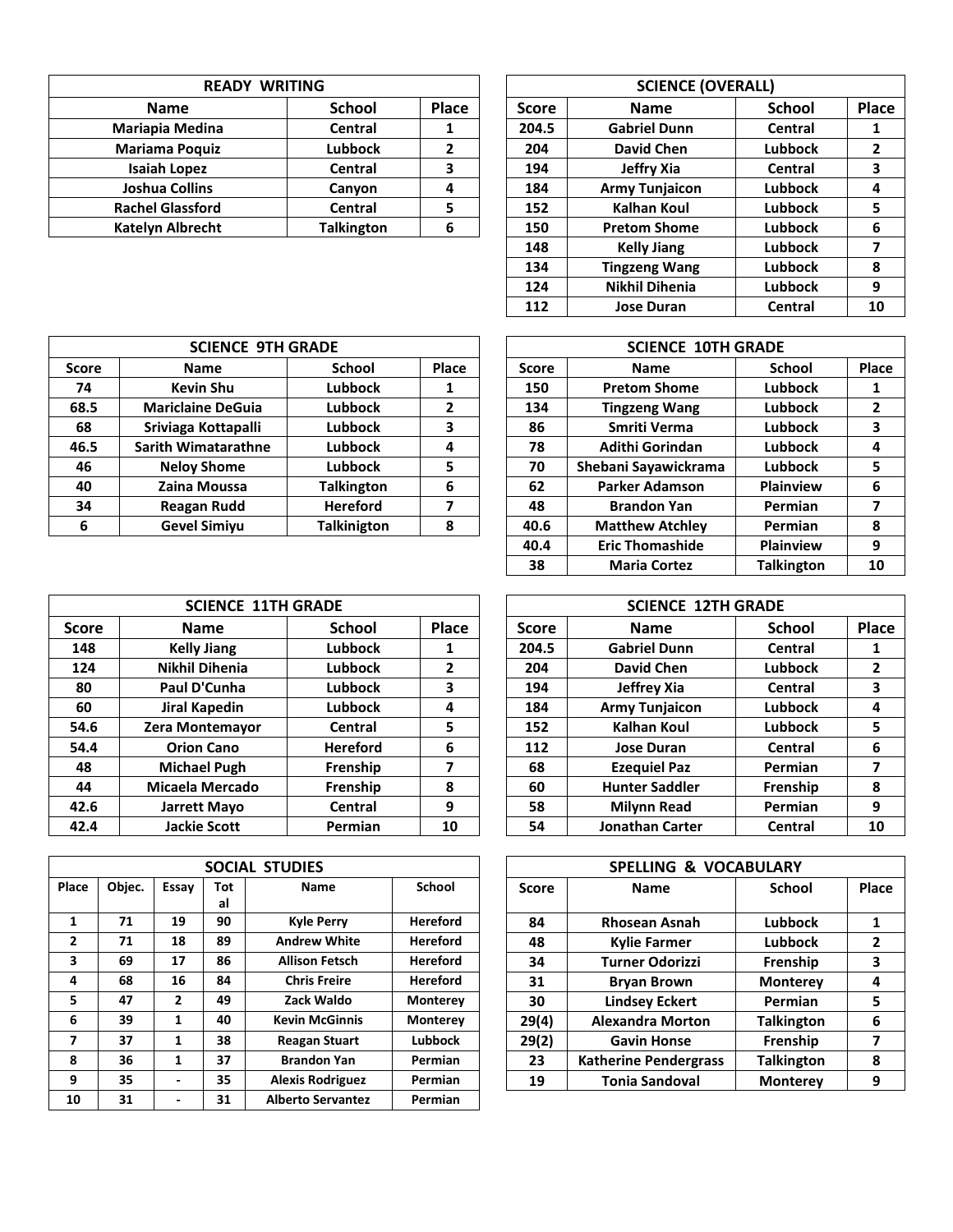## READY WRITING

| Name | School | Place |
|---|---|---|
| Mariapia Medina | Central | 1 |
| Mariama Poquiz | Lubbock | 2 |
| Isaiah Lopez | Central | 3 |
| Joshua Collins | Canyon | 4 |
| Rachel Glassford | Central | 5 |
| Katelyn Albrecht | Talkington | 6 |

## SCIENCE (OVERALL)

| Score | Name | School | Place |
|---|---|---|---|
| 204.5 | Gabriel Dunn | Central | 1 |
| 204 | David Chen | Lubbock | 2 |
| 194 | Jeffry Xia | Central | 3 |
| 184 | Army Tunjaicon | Lubbock | 4 |
| 152 | Kalhan Koul | Lubbock | 5 |
| 150 | Pretom Shome | Lubbock | 6 |
| 148 | Kelly Jiang | Lubbock | 7 |
| 134 | Tingzeng Wang | Lubbock | 8 |
| 124 | Nikhil Dihenia | Lubbock | 9 |
| 112 | Jose Duran | Central | 10 |

## SCIENCE 9TH GRADE

| Score | Name | School | Place |
|---|---|---|---|
| 74 | Kevin Shu | Lubbock | 1 |
| 68.5 | Mariclaine DeGuia | Lubbock | 2 |
| 68 | Sriviaga Kottapalli | Lubbock | 3 |
| 46.5 | Sarith Wimatarathne | Lubbock | 4 |
| 46 | Neloy Shome | Lubbock | 5 |
| 40 | Zaina Moussa | Talkington | 6 |
| 34 | Reagan Rudd | Hereford | 7 |
| 6 | Gevel Simiyu | Talkinigton | 8 |

## SCIENCE 10TH GRADE

| Score | Name | School | Place |
|---|---|---|---|
| 150 | Pretom Shome | Lubbock | 1 |
| 134 | Tingzeng Wang | Lubbock | 2 |
| 86 | Smriti Verma | Lubbock | 3 |
| 78 | Adithi Gorindan | Lubbock | 4 |
| 70 | Shebani Sayawickrama | Lubbock | 5 |
| 62 | Parker Adamson | Plainview | 6 |
| 48 | Brandon Yan | Permian | 7 |
| 40.6 | Matthew Atchley | Permian | 8 |
| 40.4 | Eric Thomashide | Plainview | 9 |
| 38 | Maria Cortez | Talkington | 10 |

## SCIENCE 11TH GRADE

| Score | Name | School | Place |
|---|---|---|---|
| 148 | Kelly Jiang | Lubbock | 1 |
| 124 | Nikhil Dihenia | Lubbock | 2 |
| 80 | Paul D'Cunha | Lubbock | 3 |
| 60 | Jiral Kapedin | Lubbock | 4 |
| 54.6 | Zera Montemayor | Central | 5 |
| 54.4 | Orion Cano | Hereford | 6 |
| 48 | Michael Pugh | Frenship | 7 |
| 44 | Micaela Mercado | Frenship | 8 |
| 42.6 | Jarrett Mayo | Central | 9 |
| 42.4 | Jackie Scott | Permian | 10 |

## SCIENCE 12TH GRADE

| Score | Name | School | Place |
|---|---|---|---|
| 204.5 | Gabriel Dunn | Central | 1 |
| 204 | David Chen | Lubbock | 2 |
| 194 | Jeffrey Xia | Central | 3 |
| 184 | Army Tunjaicon | Lubbock | 4 |
| 152 | Kalhan Koul | Lubbock | 5 |
| 112 | Jose Duran | Central | 6 |
| 68 | Ezequiel Paz | Permian | 7 |
| 60 | Hunter Saddler | Frenship | 8 |
| 58 | Milynn Read | Permian | 9 |
| 54 | Jonathan Carter | Central | 10 |

## SOCIAL STUDIES

| Place | Objec. | Essay | Total | Name | School |
|---|---|---|---|---|---|
| 1 | 71 | 19 | 90 | Kyle Perry | Hereford |
| 2 | 71 | 18 | 89 | Andrew White | Hereford |
| 3 | 69 | 17 | 86 | Allison Fetsch | Hereford |
| 4 | 68 | 16 | 84 | Chris Freire | Hereford |
| 5 | 47 | 2 | 49 | Zack Waldo | Monterey |
| 6 | 39 | 1 | 40 | Kevin McGinnis | Monterey |
| 7 | 37 | 1 | 38 | Reagan Stuart | Lubbock |
| 8 | 36 | 1 | 37 | Brandon Yan | Permian |
| 9 | 35 | - | 35 | Alexis Rodriguez | Permian |
| 10 | 31 | - | 31 | Alberto Servantez | Permian |

## SPELLING & VOCABULARY

| Score | Name | School | Place |
|---|---|---|---|
| 84 | Rhosean Asnah | Lubbock | 1 |
| 48 | Kylie Farmer | Lubbock | 2 |
| 34 | Turner Odorizzi | Frenship | 3 |
| 31 | Bryan Brown | Monterey | 4 |
| 30 | Lindsey Eckert | Permian | 5 |
| 29(4) | Alexandra Morton | Talkington | 6 |
| 29(2) | Gavin Honse | Frenship | 7 |
| 23 | Katherine Pendergrass | Talkington | 8 |
| 19 | Tonia Sandoval | Monterey | 9 |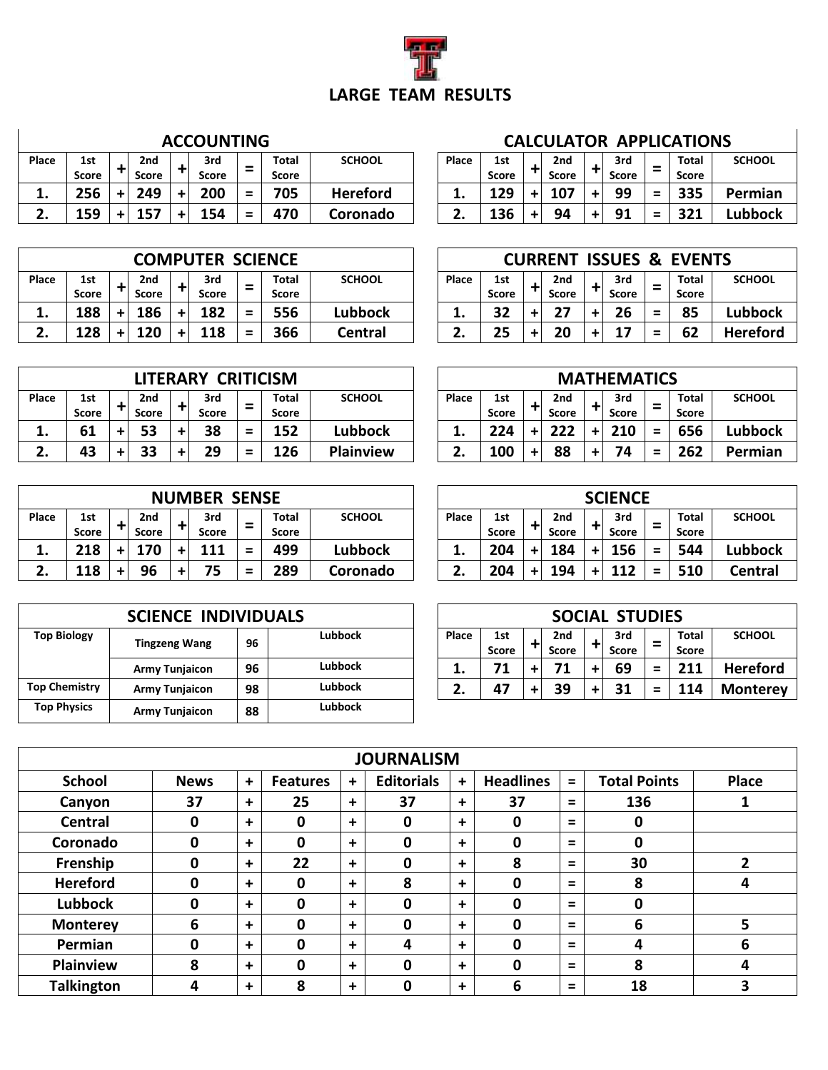# LARGE TEAM RESULTS

### ACCOUNTING

| Place | 1st Score | + | 2nd Score | + | 3rd Score | = | Total Score | SCHOOL |
|---|---|---|---|---|---|---|---|---|
| 1. | 256 | + | 249 | + | 200 | = | 705 | Hereford |
| 2. | 159 | + | 157 | + | 154 | = | 470 | Coronado |

### CALCULATOR APPLICATIONS

| Place | 1st Score | + | 2nd Score | + | 3rd Score | = | Total Score | SCHOOL |
|---|---|---|---|---|---|---|---|---|
| 1. | 129 | + | 107 | + | 99 | = | 335 | Permian |
| 2. | 136 | + | 94 | + | 91 | = | 321 | Lubbock |

### COMPUTER SCIENCE

| Place | 1st Score | + | 2nd Score | + | 3rd Score | = | Total Score | SCHOOL |
|---|---|---|---|---|---|---|---|---|
| 1. | 188 | + | 186 | + | 182 | = | 556 | Lubbock |
| 2. | 128 | + | 120 | + | 118 | = | 366 | Central |

### CURRENT ISSUES & EVENTS

| Place | 1st Score | + | 2nd Score | + | 3rd Score | = | Total Score | SCHOOL |
|---|---|---|---|---|---|---|---|---|
| 1. | 32 | + | 27 | + | 26 | = | 85 | Lubbock |
| 2. | 25 | + | 20 | + | 17 | = | 62 | Hereford |

### LITERARY CRITICISM

| Place | 1st Score | + | 2nd Score | + | 3rd Score | = | Total Score | SCHOOL |
|---|---|---|---|---|---|---|---|---|
| 1. | 61 | + | 53 | + | 38 | = | 152 | Lubbock |
| 2. | 43 | + | 33 | + | 29 | = | 126 | Plainview |

### MATHEMATICS

| Place | 1st Score | + | 2nd Score | + | 3rd Score | = | Total Score | SCHOOL |
|---|---|---|---|---|---|---|---|---|
| 1. | 224 | + | 222 | + | 210 | = | 656 | Lubbock |
| 2. | 100 | + | 88 | + | 74 | = | 262 | Permian |

### NUMBER SENSE

| Place | 1st Score | + | 2nd Score | + | 3rd Score | = | Total Score | SCHOOL |
|---|---|---|---|---|---|---|---|---|
| 1. | 218 | + | 170 | + | 111 | = | 499 | Lubbock |
| 2. | 118 | + | 96 | + | 75 | = | 289 | Coronado |

### SCIENCE

| Place | 1st Score | + | 2nd Score | + | 3rd Score | = | Total Score | SCHOOL |
|---|---|---|---|---|---|---|---|---|
| 1. | 204 | + | 184 | + | 156 | = | 544 | Lubbock |
| 2. | 204 | + | 194 | + | 112 | = | 510 | Central |

### SCIENCE INDIVIDUALS

| | Name | Score | School |
|---|---|---|---|
| Top Biology | Tingzeng Wang | 96 | Lubbock |
| | Army Tunjaicon | 96 | Lubbock |
| Top Chemistry | Army Tunjaicon | 98 | Lubbock |
| Top Physics | Army Tunjaicon | 88 | Lubbock |

### SOCIAL STUDIES

| Place | 1st Score | + | 2nd Score | + | 3rd Score | = | Total Score | SCHOOL |
|---|---|---|---|---|---|---|---|---|
| 1. | 71 | + | 71 | + | 69 | = | 211 | Hereford |
| 2. | 47 | + | 39 | + | 31 | = | 114 | Monterey |

### JOURNALISM

| School | News | + | Features | + | Editorials | + | Headlines | = | Total Points | Place |
|---|---|---|---|---|---|---|---|---|---|---|
| Canyon | 37 | + | 25 | + | 37 | + | 37 | = | 136 | 1 |
| Central | 0 | + | 0 | + | 0 | + | 0 | = | 0 | |
| Coronado | 0 | + | 0 | + | 0 | + | 0 | = | 0 | |
| Frenship | 0 | + | 22 | + | 0 | + | 8 | = | 30 | 2 |
| Hereford | 0 | + | 0 | + | 8 | + | 0 | = | 8 | 4 |
| Lubbock | 0 | + | 0 | + | 0 | + | 0 | = | 0 | |
| Monterey | 6 | + | 0 | + | 0 | + | 0 | = | 6 | 5 |
| Permian | 0 | + | 0 | + | 4 | + | 0 | = | 4 | 6 |
| Plainview | 8 | + | 0 | + | 0 | + | 0 | = | 8 | 4 |
| Talkington | 4 | + | 8 | + | 0 | + | 6 | = | 18 | 3 |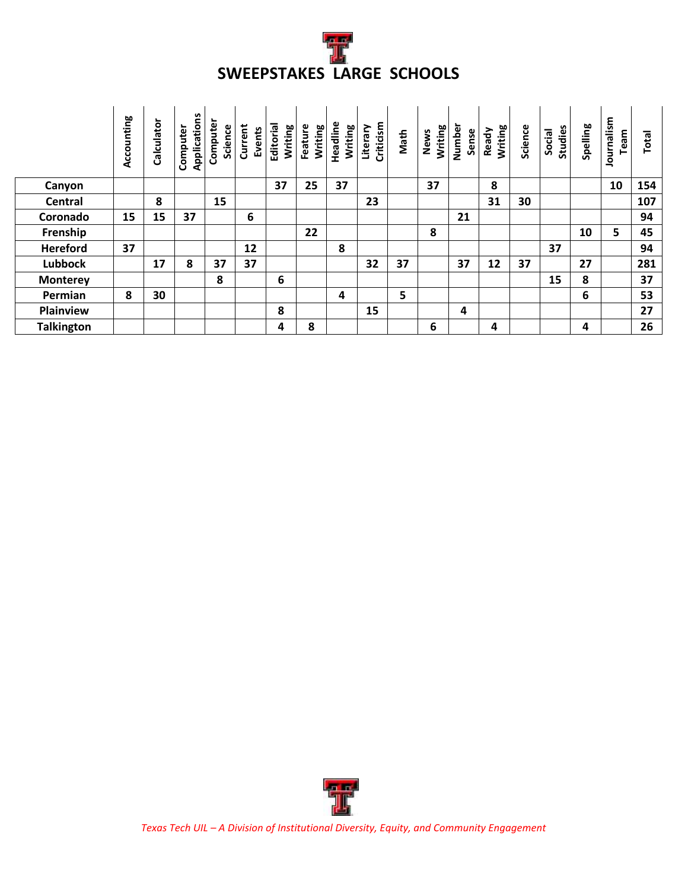# SWEEPSTAKES LARGE SCHOOLS

| | Accounting | Calculator | Computer Applications | Computer Science | Current Events | Editorial Writing | Feature Writing | Headline Writing | Literary Criticism | Math | News Writing | Number Sense | Ready Writing | Science | Social Studies | Spelling | Journalism Team | Total |
|---|---|---|---|---|---|---|---|---|---|---|---|---|---|---|---|---|---|---|
| **Canyon** | | | | | | 37 | 25 | 37 | | | 37 | | 8 | | | | 10 | 154 |
| **Central** | | 8 | | 15 | | | | | 23 | | | | 31 | 30 | | | | 107 |
| **Coronado** | 15 | 15 | 37 | | 6 | | | | | | | 21 | | | | | | 94 |
| **Frenship** | | | | | | | 22 | | | | 8 | | | | | 10 | 5 | 45 |
| **Hereford** | 37 | | | | 12 | | | 8 | | | | | | | 37 | | | 94 |
| **Lubbock** | | 17 | 8 | 37 | 37 | | | | 32 | 37 | | 37 | 12 | 37 | | 27 | | 281 |
| **Monterey** | | | | 8 | | 6 | | | | | | | | | 15 | 8 | | 37 |
| **Permian** | 8 | 30 | | | | | | 4 | | 5 | | | | | | 6 | | 53 |
| **Plainview** | | | | | | 8 | | | 15 | | | 4 | | | | | | 27 |
| **Talkington** | | | | | | 4 | 8 | | | | 6 | | 4 | | | 4 | | 26 |

*Texas Tech UIL – A Division of Institutional Diversity, Equity, and Community Engagement*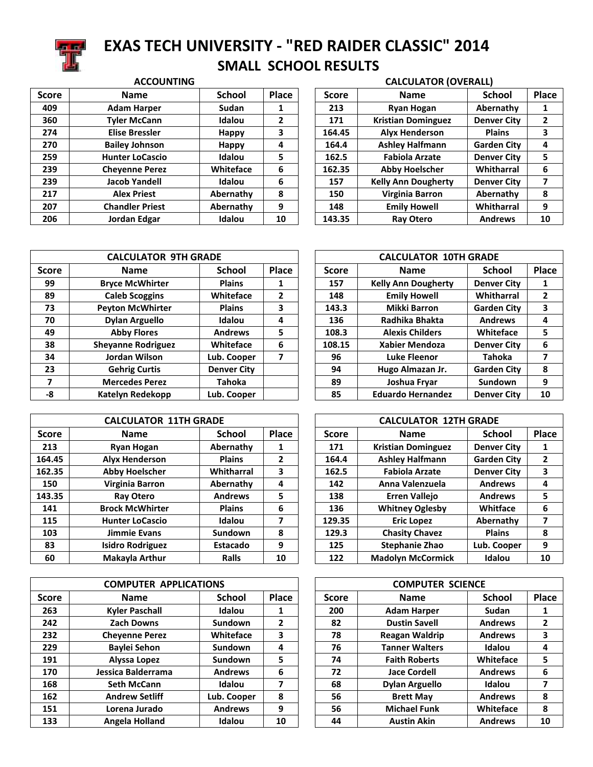# EXAS TECH UNIVERSITY - "RED RAIDER CLASSIC" 2014

## SMALL SCHOOL RESULTS

### ACCOUNTING

| Score | Name | School | Place |
|---|---|---|---|
| 409 | Adam Harper | Sudan | 1 |
| 360 | Tyler McCann | Idalou | 2 |
| 274 | Elise Bressler | Happy | 3 |
| 270 | Bailey Johnson | Happy | 4 |
| 259 | Hunter LoCascio | Idalou | 5 |
| 239 | Cheyenne Perez | Whiteface | 6 |
| 239 | Jacob Yandell | Idalou | 6 |
| 217 | Alex Priest | Abernathy | 8 |
| 207 | Chandler Priest | Abernathy | 9 |
| 206 | Jordan Edgar | Idalou | 10 |

### CALCULATOR (OVERALL)

| Score | Name | School | Place |
|---|---|---|---|
| 213 | Ryan Hogan | Abernathy | 1 |
| 171 | Kristian Dominguez | Denver City | 2 |
| 164.45 | Alyx Henderson | Plains | 3 |
| 164.4 | Ashley Halfmann | Garden City | 4 |
| 162.5 | Fabiola Arzate | Denver City | 5 |
| 162.35 | Abby Hoelscher | Whitharral | 6 |
| 157 | Kelly Ann Dougherty | Denver City | 7 |
| 150 | Virginia Barron | Abernathy | 8 |
| 148 | Emily Howell | Whitharral | 9 |
| 143.35 | Ray Otero | Andrews | 10 |

### CALCULATOR 9TH GRADE

| Score | Name | School | Place |
|---|---|---|---|
| 99 | Bryce McWhirter | Plains | 1 |
| 89 | Caleb Scoggins | Whiteface | 2 |
| 73 | Peyton McWhirter | Plains | 3 |
| 70 | Dylan Arguello | Idalou | 4 |
| 49 | Abby Flores | Andrews | 5 |
| 38 | Sheyanne Rodriguez | Whiteface | 6 |
| 34 | Jordan Wilson | Lub. Cooper | 7 |
| 23 | Gehrig Curtis | Denver City | |
| 7 | Mercedes Perez | Tahoka | |
| -8 | Katelyn Redekopp | Lub. Cooper | |

### CALCULATOR 10TH GRADE

| Score | Name | School | Place |
|---|---|---|---|
| 157 | Kelly Ann Dougherty | Denver City | 1 |
| 148 | Emily Howell | Whitharral | 2 |
| 143.3 | Mikki Barron | Garden City | 3 |
| 136 | Radhika Bhakta | Andrews | 4 |
| 108.3 | Alexis Childers | Whiteface | 5 |
| 108.15 | Xabier Mendoza | Denver City | 6 |
| 96 | Luke Fleenor | Tahoka | 7 |
| 94 | Hugo Almazan Jr. | Garden City | 8 |
| 89 | Joshua Fryar | Sundown | 9 |
| 85 | Eduardo Hernandez | Denver City | 10 |

### CALCULATOR 11TH GRADE

| Score | Name | School | Place |
|---|---|---|---|
| 213 | Ryan Hogan | Abernathy | 1 |
| 164.45 | Alyx Henderson | Plains | 2 |
| 162.35 | Abby Hoelscher | Whitharral | 3 |
| 150 | Virginia Barron | Abernathy | 4 |
| 143.35 | Ray Otero | Andrews | 5 |
| 141 | Brock McWhirter | Plains | 6 |
| 115 | Hunter LoCascio | Idalou | 7 |
| 103 | Jimmie Evans | Sundown | 8 |
| 83 | Isidro Rodriguez | Estacado | 9 |
| 60 | Makayla Arthur | Ralls | 10 |

### CALCULATOR 12TH GRADE

| Score | Name | School | Place |
|---|---|---|---|
| 171 | Kristian Dominguez | Denver City | 1 |
| 164.4 | Ashley Halfmann | Garden City | 2 |
| 162.5 | Fabiola Arzate | Denver City | 3 |
| 142 | Anna Valenzuela | Andrews | 4 |
| 138 | Erren Vallejo | Andrews | 5 |
| 136 | Whitney Oglesby | Whitface | 6 |
| 129.35 | Eric Lopez | Abernathy | 7 |
| 129.3 | Chasity Chavez | Plains | 8 |
| 125 | Stephanie Zhao | Lub. Cooper | 9 |
| 122 | Madolyn McCormick | Idalou | 10 |

### COMPUTER APPLICATIONS

| Score | Name | School | Place |
|---|---|---|---|
| 263 | Kyler Paschall | Idalou | 1 |
| 242 | Zach Downs | Sundown | 2 |
| 232 | Cheyenne Perez | Whiteface | 3 |
| 229 | Baylei Sehon | Sundown | 4 |
| 191 | Alyssa Lopez | Sundown | 5 |
| 170 | Jessica Balderrama | Andrews | 6 |
| 168 | Seth McCann | Idalou | 7 |
| 162 | Andrew Setliff | Lub. Cooper | 8 |
| 151 | Lorena Jurado | Andrews | 9 |
| 133 | Angela Holland | Idalou | 10 |

### COMPUTER SCIENCE

| Score | Name | School | Place |
|---|---|---|---|
| 200 | Adam Harper | Sudan | 1 |
| 82 | Dustin Savell | Andrews | 2 |
| 78 | Reagan Waldrip | Andrews | 3 |
| 76 | Tanner Walters | Idalou | 4 |
| 74 | Faith Roberts | Whiteface | 5 |
| 72 | Jace Cordell | Andrews | 6 |
| 68 | Dylan Arguello | Idalou | 7 |
| 56 | Brett May | Andrews | 8 |
| 56 | Michael Funk | Whiteface | 8 |
| 44 | Austin Akin | Andrews | 10 |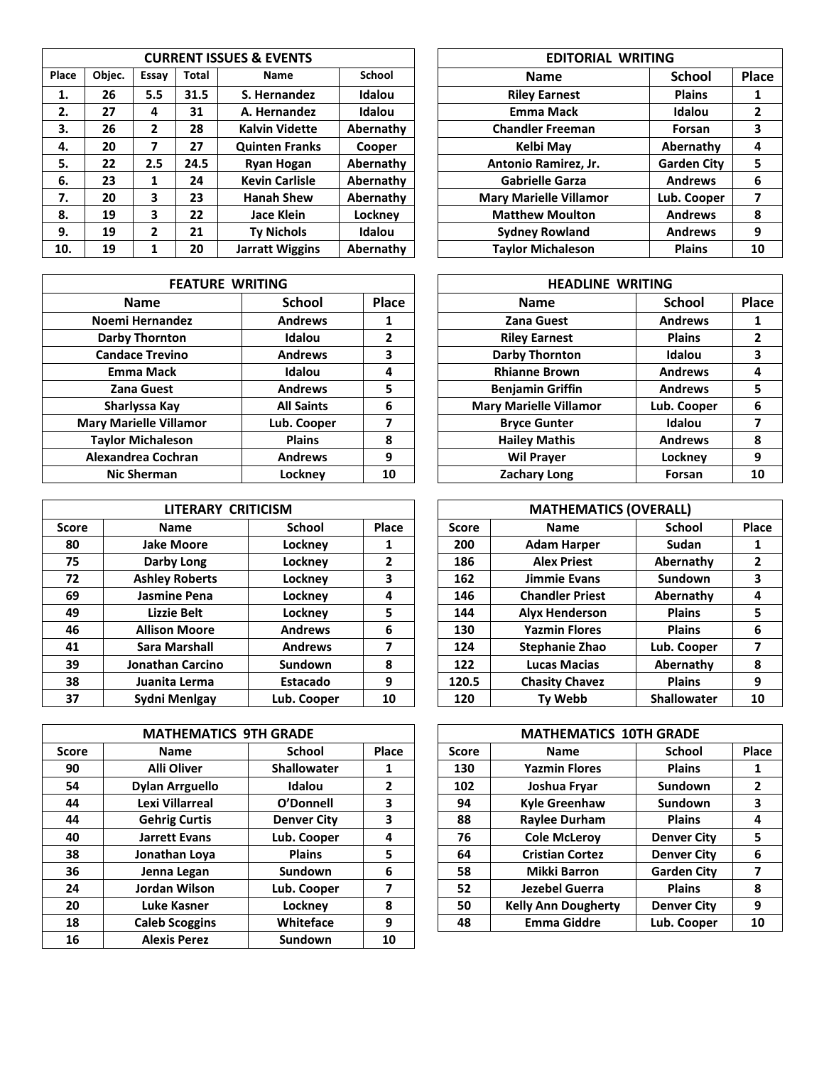## CURRENT ISSUES & EVENTS

| Place | Objec. | Essay | Total | Name | School |
|---|---|---|---|---|---|
| 1. | 26 | 5.5 | 31.5 | S. Hernandez | Idalou |
| 2. | 27 | 4 | 31 | A. Hernandez | Idalou |
| 3. | 26 | 2 | 28 | Kalvin Vidette | Abernathy |
| 4. | 20 | 7 | 27 | Quinten Franks | Cooper |
| 5. | 22 | 2.5 | 24.5 | Ryan Hogan | Abernathy |
| 6. | 23 | 1 | 24 | Kevin Carlisle | Abernathy |
| 7. | 20 | 3 | 23 | Hanah Shew | Abernathy |
| 8. | 19 | 3 | 22 | Jace Klein | Lockney |
| 9. | 19 | 2 | 21 | Ty Nichols | Idalou |
| 10. | 19 | 1 | 20 | Jarratt Wiggins | Abernathy |

## EDITORIAL WRITING

| Name | School | Place |
|---|---|---|
| Riley Earnest | Plains | 1 |
| Emma Mack | Idalou | 2 |
| Chandler Freeman | Forsan | 3 |
| Kelbi May | Abernathy | 4 |
| Antonio Ramirez, Jr. | Garden City | 5 |
| Gabrielle Garza | Andrews | 6 |
| Mary Marielle Villamor | Lub. Cooper | 7 |
| Matthew Moulton | Andrews | 8 |
| Sydney Rowland | Andrews | 9 |
| Taylor Michaleson | Plains | 10 |

## FEATURE WRITING

| Name | School | Place |
|---|---|---|
| Noemi Hernandez | Andrews | 1 |
| Darby Thornton | Idalou | 2 |
| Candace Trevino | Andrews | 3 |
| Emma Mack | Idalou | 4 |
| Zana Guest | Andrews | 5 |
| Sharlyssa Kay | All Saints | 6 |
| Mary Marielle Villamor | Lub. Cooper | 7 |
| Taylor Michaleson | Plains | 8 |
| Alexandrea Cochran | Andrews | 9 |
| Nic Sherman | Lockney | 10 |

## HEADLINE WRITING

| Name | School | Place |
|---|---|---|
| Zana Guest | Andrews | 1 |
| Riley Earnest | Plains | 2 |
| Darby Thornton | Idalou | 3 |
| Rhianne Brown | Andrews | 4 |
| Benjamin Griffin | Andrews | 5 |
| Mary Marielle Villamor | Lub. Cooper | 6 |
| Bryce Gunter | Idalou | 7 |
| Hailey Mathis | Andrews | 8 |
| Wil Prayer | Lockney | 9 |
| Zachary Long | Forsan | 10 |

## LITERARY CRITICISM

| Score | Name | School | Place |
|---|---|---|---|
| 80 | Jake Moore | Lockney | 1 |
| 75 | Darby Long | Lockney | 2 |
| 72 | Ashley Roberts | Lockney | 3 |
| 69 | Jasmine Pena | Lockney | 4 |
| 49 | Lizzie Belt | Lockney | 5 |
| 46 | Allison Moore | Andrews | 6 |
| 41 | Sara Marshall | Andrews | 7 |
| 39 | Jonathan Carcino | Sundown | 8 |
| 38 | Juanita Lerma | Estacado | 9 |
| 37 | Sydni Menlgay | Lub. Cooper | 10 |

## MATHEMATICS (OVERALL)

| Score | Name | School | Place |
|---|---|---|---|
| 200 | Adam Harper | Sudan | 1 |
| 186 | Alex Priest | Abernathy | 2 |
| 162 | Jimmie Evans | Sundown | 3 |
| 146 | Chandler Priest | Abernathy | 4 |
| 144 | Alyx Henderson | Plains | 5 |
| 130 | Yazmin Flores | Plains | 6 |
| 124 | Stephanie Zhao | Lub. Cooper | 7 |
| 122 | Lucas Macias | Abernathy | 8 |
| 120.5 | Chasity Chavez | Plains | 9 |
| 120 | Ty Webb | Shallowater | 10 |

## MATHEMATICS 9TH GRADE

| Score | Name | School | Place |
|---|---|---|---|
| 90 | Alli Oliver | Shallowater | 1 |
| 54 | Dylan Arrguello | Idalou | 2 |
| 44 | Lexi Villarreal | O'Donnell | 3 |
| 44 | Gehrig Curtis | Denver City | 3 |
| 40 | Jarrett Evans | Lub. Cooper | 4 |
| 38 | Jonathan Loya | Plains | 5 |
| 36 | Jenna Legan | Sundown | 6 |
| 24 | Jordan Wilson | Lub. Cooper | 7 |
| 20 | Luke Kasner | Lockney | 8 |
| 18 | Caleb Scoggins | Whiteface | 9 |
| 16 | Alexis Perez | Sundown | 10 |

## MATHEMATICS 10TH GRADE

| Score | Name | School | Place |
|---|---|---|---|
| 130 | Yazmin Flores | Plains | 1 |
| 102 | Joshua Fryar | Sundown | 2 |
| 94 | Kyle Greenhaw | Sundown | 3 |
| 88 | Raylee Durham | Plains | 4 |
| 76 | Cole McLeroy | Denver City | 5 |
| 64 | Cristian Cortez | Denver City | 6 |
| 58 | Mikki Barron | Garden City | 7 |
| 52 | Jezebel Guerra | Plains | 8 |
| 50 | Kelly Ann Dougherty | Denver City | 9 |
| 48 | Emma Giddre | Lub. Cooper | 10 |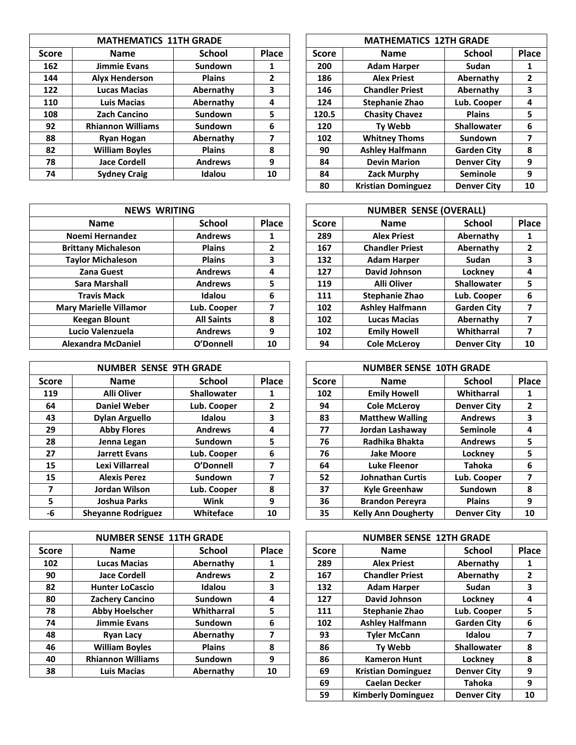| MATHEMATICS 11TH GRADE | | | |
|---|---|---|---|
| Score | Name | School | Place |
| 162 | Jimmie Evans | Sundown | 1 |
| 144 | Alyx Henderson | Plains | 2 |
| 122 | Lucas Macias | Abernathy | 3 |
| 110 | Luis Macias | Abernathy | 4 |
| 108 | Zach Cancino | Sundown | 5 |
| 92 | Rhiannon Williams | Sundown | 6 |
| 88 | Ryan Hogan | Abernathy | 7 |
| 82 | William Boyles | Plains | 8 |
| 78 | Jace Cordell | Andrews | 9 |
| 74 | Sydney Craig | Idalou | 10 |

| MATHEMATICS 12TH GRADE | | | |
|---|---|---|---|
| Score | Name | School | Place |
| 200 | Adam Harper | Sudan | 1 |
| 186 | Alex Priest | Abernathy | 2 |
| 146 | Chandler Priest | Abernathy | 3 |
| 124 | Stephanie Zhao | Lub. Cooper | 4 |
| 120.5 | Chasity Chavez | Plains | 5 |
| 120 | Ty Webb | Shallowater | 6 |
| 102 | Whitney Thoms | Sundown | 7 |
| 90 | Ashley Halfmann | Garden City | 8 |
| 84 | Devin Marion | Denver City | 9 |
| 84 | Zack Murphy | Seminole | 9 |
| 80 | Kristian Dominguez | Denver City | 10 |

| NEWS WRITING | | |
|---|---|---|
| Name | School | Place |
| Noemi Hernandez | Andrews | 1 |
| Brittany Michaleson | Plains | 2 |
| Taylor Michaleson | Plains | 3 |
| Zana Guest | Andrews | 4 |
| Sara Marshall | Andrews | 5 |
| Travis Mack | Idalou | 6 |
| Mary Marielle Villamor | Lub. Cooper | 7 |
| Keegan Blount | All Saints | 8 |
| Lucio Valenzuela | Andrews | 9 |
| Alexandra McDaniel | O'Donnell | 10 |

| NUMBER SENSE (OVERALL) | | | |
|---|---|---|---|
| Score | Name | School | Place |
| 289 | Alex Priest | Abernathy | 1 |
| 167 | Chandler Priest | Abernathy | 2 |
| 132 | Adam Harper | Sudan | 3 |
| 127 | David Johnson | Lockney | 4 |
| 119 | Alli Oliver | Shallowater | 5 |
| 111 | Stephanie Zhao | Lub. Cooper | 6 |
| 102 | Ashley Halfmann | Garden City | 7 |
| 102 | Lucas Macias | Abernathy | 7 |
| 102 | Emily Howell | Whitharral | 7 |
| 94 | Cole McLeroy | Denver City | 10 |

| NUMBER SENSE 9TH GRADE | | | |
|---|---|---|---|
| Score | Name | School | Place |
| 119 | Alli Oliver | Shallowater | 1 |
| 64 | Daniel Weber | Lub. Cooper | 2 |
| 43 | Dylan Arguello | Idalou | 3 |
| 29 | Abby Flores | Andrews | 4 |
| 28 | Jenna Legan | Sundown | 5 |
| 27 | Jarrett Evans | Lub. Cooper | 6 |
| 15 | Lexi Villarreal | O'Donnell | 7 |
| 15 | Alexis Perez | Sundown | 7 |
| 7 | Jordan Wilson | Lub. Cooper | 8 |
| 5 | Joshua Parks | Wink | 9 |
| -6 | Sheyanne Rodriguez | Whiteface | 10 |

| NUMBER SENSE 10TH GRADE | | | |
|---|---|---|---|
| Score | Name | School | Place |
| 102 | Emily Howell | Whitharral | 1 |
| 94 | Cole McLeroy | Denver City | 2 |
| 83 | Matthew Walling | Andrews | 3 |
| 77 | Jordan Lashaway | Seminole | 4 |
| 76 | Radhika Bhakta | Andrews | 5 |
| 76 | Jake Moore | Lockney | 5 |
| 64 | Luke Fleenor | Tahoka | 6 |
| 52 | Johnathan Curtis | Lub. Cooper | 7 |
| 37 | Kyle Greenhaw | Sundown | 8 |
| 36 | Brandon Pereyra | Plains | 9 |
| 35 | Kelly Ann Dougherty | Denver City | 10 |

| NUMBER SENSE 11TH GRADE | | | |
|---|---|---|---|
| Score | Name | School | Place |
| 102 | Lucas Macias | Abernathy | 1 |
| 90 | Jace Cordell | Andrews | 2 |
| 82 | Hunter LoCascio | Idalou | 3 |
| 80 | Zachery Cancino | Sundown | 4 |
| 78 | Abby Hoelscher | Whitharral | 5 |
| 74 | Jimmie Evans | Sundown | 6 |
| 48 | Ryan Lacy | Abernathy | 7 |
| 46 | William Boyles | Plains | 8 |
| 40 | Rhiannon Williams | Sundown | 9 |
| 38 | Luis Macias | Abernathy | 10 |

| NUMBER SENSE 12TH GRADE | | | |
|---|---|---|---|
| Score | Name | School | Place |
| 289 | Alex Priest | Abernathy | 1 |
| 167 | Chandler Priest | Abernathy | 2 |
| 132 | Adam Harper | Sudan | 3 |
| 127 | David Johnson | Lockney | 4 |
| 111 | Stephanie Zhao | Lub. Cooper | 5 |
| 102 | Ashley Halfmann | Garden City | 6 |
| 93 | Tyler McCann | Idalou | 7 |
| 86 | Ty Webb | Shallowater | 8 |
| 86 | Kameron Hunt | Lockney | 8 |
| 69 | Kristian Dominguez | Denver City | 9 |
| 69 | Caelan Decker | Tahoka | 9 |
| 59 | Kimberly Dominguez | Denver City | 10 |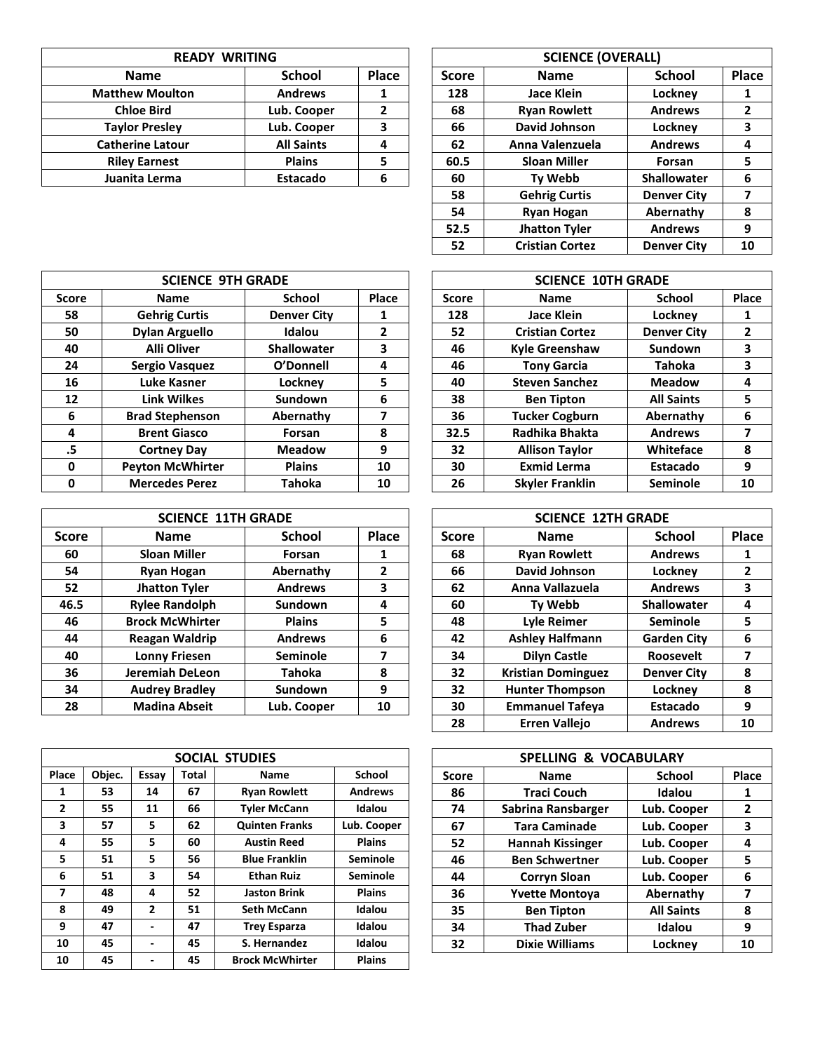| READY WRITING | | |
|---|---|---|
| **Name** | **School** | **Place** |
| Matthew Moulton | Andrews | 1 |
| Chloe Bird | Lub. Cooper | 2 |
| Taylor Presley | Lub. Cooper | 3 |
| Catherine Latour | All Saints | 4 |
| Riley Earnest | Plains | 5 |
| Juanita Lerma | Estacado | 6 |

| SCIENCE (OVERALL) | | | |
|---|---|---|---|
| **Score** | **Name** | **School** | **Place** |
| 128 | Jace Klein | Lockney | 1 |
| 68 | Ryan Rowlett | Andrews | 2 |
| 66 | David Johnson | Lockney | 3 |
| 62 | Anna Valenzuela | Andrews | 4 |
| 60.5 | Sloan Miller | Forsan | 5 |
| 60 | Ty Webb | Shallowater | 6 |
| 58 | Gehrig Curtis | Denver City | 7 |
| 54 | Ryan Hogan | Abernathy | 8 |
| 52.5 | Jhatton Tyler | Andrews | 9 |
| 52 | Cristian Cortez | Denver City | 10 |

| SCIENCE 9TH GRADE | | | |
|---|---|---|---|
| Score | Name | School | Place |
| 58 | Gehrig Curtis | Denver City | 1 |
| 50 | Dylan Arguello | Idalou | 2 |
| 40 | Alli Oliver | Shallowater | 3 |
| 24 | Sergio Vasquez | O'Donnell | 4 |
| 16 | Luke Kasner | Lockney | 5 |
| 12 | Link Wilkes | Sundown | 6 |
| 6 | Brad Stephenson | Abernathy | 7 |
| 4 | Brent Giasco | Forsan | 8 |
| .5 | Cortney Day | Meadow | 9 |
| 0 | Peyton McWhirter | Plains | 10 |
| 0 | Mercedes Perez | Tahoka | 10 |

| SCIENCE 10TH GRADE | | | |
|---|---|---|---|
| Score | Name | School | Place |
| 128 | Jace Klein | Lockney | 1 |
| 52 | Cristian Cortez | Denver City | 2 |
| 46 | Kyle Greenshaw | Sundown | 3 |
| 46 | Tony Garcia | Tahoka | 3 |
| 40 | Steven Sanchez | Meadow | 4 |
| 38 | Ben Tipton | All Saints | 5 |
| 36 | Tucker Cogburn | Abernathy | 6 |
| 32.5 | Radhika Bhakta | Andrews | 7 |
| 32 | Allison Taylor | Whiteface | 8 |
| 30 | Exmid Lerma | Estacado | 9 |
| 26 | Skyler Franklin | Seminole | 10 |

| SCIENCE 11TH GRADE | | | |
|---|---|---|---|
| **Score** | **Name** | **School** | **Place** |
| 60 | Sloan Miller | Forsan | 1 |
| 54 | Ryan Hogan | Abernathy | 2 |
| 52 | Jhatton Tyler | Andrews | 3 |
| 46.5 | Rylee Randolph | Sundown | 4 |
| 46 | Brock McWhirter | Plains | 5 |
| 44 | Reagan Waldrip | Andrews | 6 |
| 40 | Lonny Friesen | Seminole | 7 |
| 36 | Jeremiah DeLeon | Tahoka | 8 |
| 34 | Audrey Bradley | Sundown | 9 |
| 28 | Madina Abseit | Lub. Cooper | 10 |

| SCIENCE 12TH GRADE | | | |
|---|---|---|---|
| **Score** | **Name** | **School** | **Place** |
| 68 | Ryan Rowlett | Andrews | 1 |
| 66 | David Johnson | Lockney | 2 |
| 62 | Anna Vallazuela | Andrews | 3 |
| 60 | Ty Webb | Shallowater | 4 |
| 48 | Lyle Reimer | Seminole | 5 |
| 42 | Ashley Halfmann | Garden City | 6 |
| 34 | Dilyn Castle | Roosevelt | 7 |
| 32 | Kristian Dominguez | Denver City | 8 |
| 32 | Hunter Thompson | Lockney | 8 |
| 30 | Emmanuel Tafeya | Estacado | 9 |
| 28 | Erren Vallejo | Andrews | 10 |

| SOCIAL STUDIES | | | | | |
|---|---|---|---|---|---|
| **Place** | **Objec.** | **Essay** | **Total** | **Name** | **School** |
| 1 | 53 | 14 | 67 | Ryan Rowlett | Andrews |
| 2 | 55 | 11 | 66 | Tyler McCann | Idalou |
| 3 | 57 | 5 | 62 | Quinten Franks | Lub. Cooper |
| 4 | 55 | 5 | 60 | Austin Reed | Plains |
| 5 | 51 | 5 | 56 | Blue Franklin | Seminole |
| 6 | 51 | 3 | 54 | Ethan Ruiz | Seminole |
| 7 | 48 | 4 | 52 | Jaston Brink | Plains |
| 8 | 49 | 2 | 51 | Seth McCann | Idalou |
| 9 | 47 | - | 47 | Trey Esparza | Idalou |
| 10 | 45 | - | 45 | S. Hernandez | Idalou |
| 10 | 45 | - | 45 | Brock McWhirter | Plains |

| SPELLING & VOCABULARY | | | |
|---|---|---|---|
| **Score** | **Name** | **School** | **Place** |
| 86 | Traci Couch | Idalou | 1 |
| 74 | Sabrina Ransbarger | Lub. Cooper | 2 |
| 67 | Tara Caminade | Lub. Cooper | 3 |
| 52 | Hannah Kissinger | Lub. Cooper | 4 |
| 46 | Ben Schwertner | Lub. Cooper | 5 |
| 44 | Corryn Sloan | Lub. Cooper | 6 |
| 36 | Yvette Montoya | Abernathy | 7 |
| 35 | Ben Tipton | All Saints | 8 |
| 34 | Thad Zuber | Idalou | 9 |
| 32 | Dixie Williams | Lockney | 10 |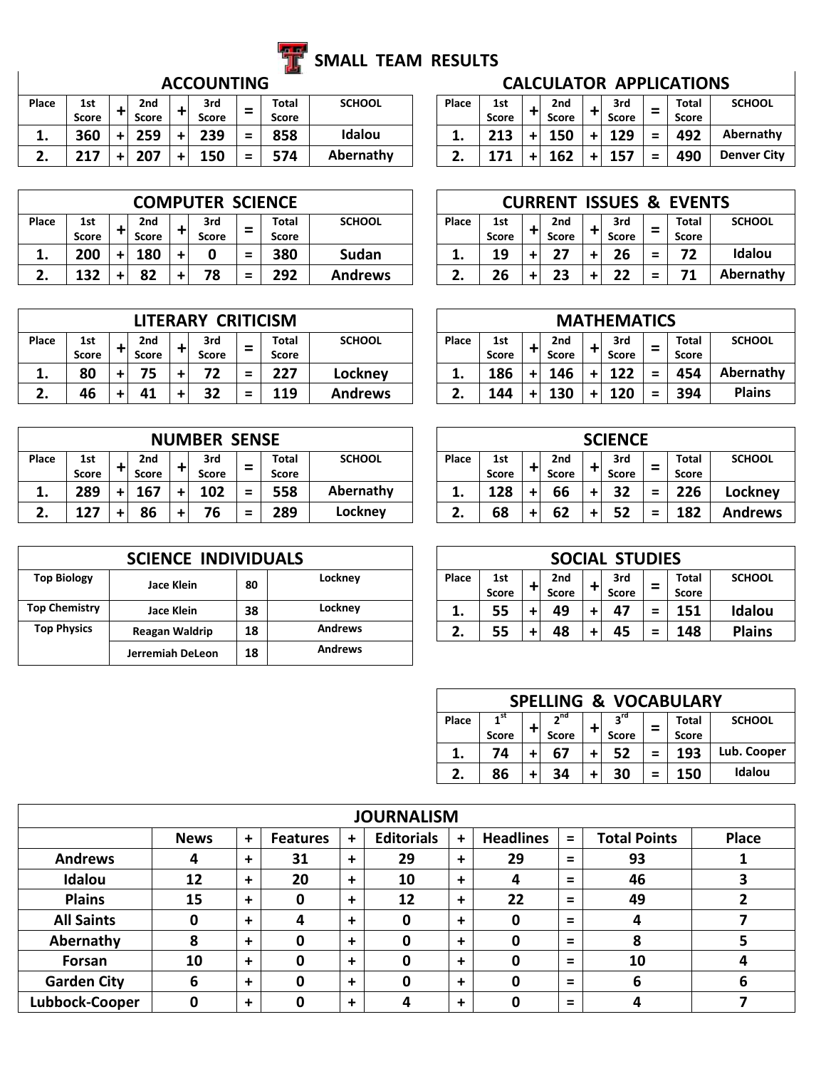# SMALL TEAM RESULTS

## ACCOUNTING

| Place | 1st Score | + | 2nd Score | + | 3rd Score | = | Total Score | SCHOOL |
|---|---|---|---|---|---|---|---|---|
| 1. | 360 | + | 259 | + | 239 | = | 858 | Idalou |
| 2. | 217 | + | 207 | + | 150 | = | 574 | Abernathy |

## CALCULATOR APPLICATIONS

| Place | 1st Score | + | 2nd Score | + | 3rd Score | = | Total Score | SCHOOL |
|---|---|---|---|---|---|---|---|---|
| 1. | 213 | + | 150 | + | 129 | = | 492 | Abernathy |
| 2. | 171 | + | 162 | + | 157 | = | 490 | Denver City |

## COMPUTER SCIENCE

| Place | 1st Score | + | 2nd Score | + | 3rd Score | = | Total Score | SCHOOL |
|---|---|---|---|---|---|---|---|---|
| 1. | 200 | + | 180 | + | 0 | = | 380 | Sudan |
| 2. | 132 | + | 82 | + | 78 | = | 292 | Andrews |

## CURRENT ISSUES & EVENTS

| Place | 1st Score | + | 2nd Score | + | 3rd Score | = | Total Score | SCHOOL |
|---|---|---|---|---|---|---|---|---|
| 1. | 19 | + | 27 | + | 26 | = | 72 | Idalou |
| 2. | 26 | + | 23 | + | 22 | = | 71 | Abernathy |

## LITERARY CRITICISM

| Place | 1st Score | + | 2nd Score | + | 3rd Score | = | Total Score | SCHOOL |
|---|---|---|---|---|---|---|---|---|
| 1. | 80 | + | 75 | + | 72 | = | 227 | Lockney |
| 2. | 46 | + | 41 | + | 32 | = | 119 | Andrews |

## MATHEMATICS

| Place | 1st Score | + | 2nd Score | + | 3rd Score | = | Total Score | SCHOOL |
|---|---|---|---|---|---|---|---|---|
| 1. | 186 | + | 146 | + | 122 | = | 454 | Abernathy |
| 2. | 144 | + | 130 | + | 120 | = | 394 | Plains |

## NUMBER SENSE

| Place | 1st Score | + | 2nd Score | + | 3rd Score | = | Total Score | SCHOOL |
|---|---|---|---|---|---|---|---|---|
| 1. | 289 | + | 167 | + | 102 | = | 558 | Abernathy |
| 2. | 127 | + | 86 | + | 76 | = | 289 | Lockney |

## SCIENCE

| Place | 1st Score | + | 2nd Score | + | 3rd Score | = | Total Score | SCHOOL |
|---|---|---|---|---|---|---|---|---|
| 1. | 128 | + | 66 | + | 32 | = | 226 | Lockney |
| 2. | 68 | + | 62 | + | 52 | = | 182 | Andrews |

## SCIENCE INDIVIDUALS

| | | | |
|---|---|---|---|
| Top Biology | Jace Klein | 80 | Lockney |
| Top Chemistry | Jace Klein | 38 | Lockney |
| Top Physics | Reagan Waldrip | 18 | Andrews |
| | Jerremiah DeLeon | 18 | Andrews |

## SOCIAL STUDIES

| Place | 1st Score | + | 2nd Score | + | 3rd Score | = | Total Score | SCHOOL |
|---|---|---|---|---|---|---|---|---|
| 1. | 55 | + | 49 | + | 47 | = | 151 | Idalou |
| 2. | 55 | + | 48 | + | 45 | = | 148 | Plains |

## SPELLING & VOCABULARY

| Place | 1st Score | + | 2nd Score | + | 3rd Score | = | Total Score | SCHOOL |
|---|---|---|---|---|---|---|---|---|
| 1. | 74 | + | 67 | + | 52 | = | 193 | Lub. Cooper |
| 2. | 86 | + | 34 | + | 30 | = | 150 | Idalou |

## JOURNALISM

| | News | + | Features | + | Editorials | + | Headlines | = | Total Points | Place |
|---|---|---|---|---|---|---|---|---|---|---|
| Andrews | 4 | + | 31 | + | 29 | + | 29 | = | 93 | 1 |
| Idalou | 12 | + | 20 | + | 10 | + | 4 | = | 46 | 3 |
| Plains | 15 | + | 0 | + | 12 | + | 22 | = | 49 | 2 |
| All Saints | 0 | + | 4 | + | 0 | + | 0 | = | 4 | 7 |
| Abernathy | 8 | + | 0 | + | 0 | + | 0 | = | 8 | 5 |
| Forsan | 10 | + | 0 | + | 0 | + | 0 | = | 10 | 4 |
| Garden City | 6 | + | 0 | + | 0 | + | 0 | = | 6 | 6 |
| Lubbock-Cooper | 0 | + | 0 | + | 4 | + | 0 | = | 4 | 7 |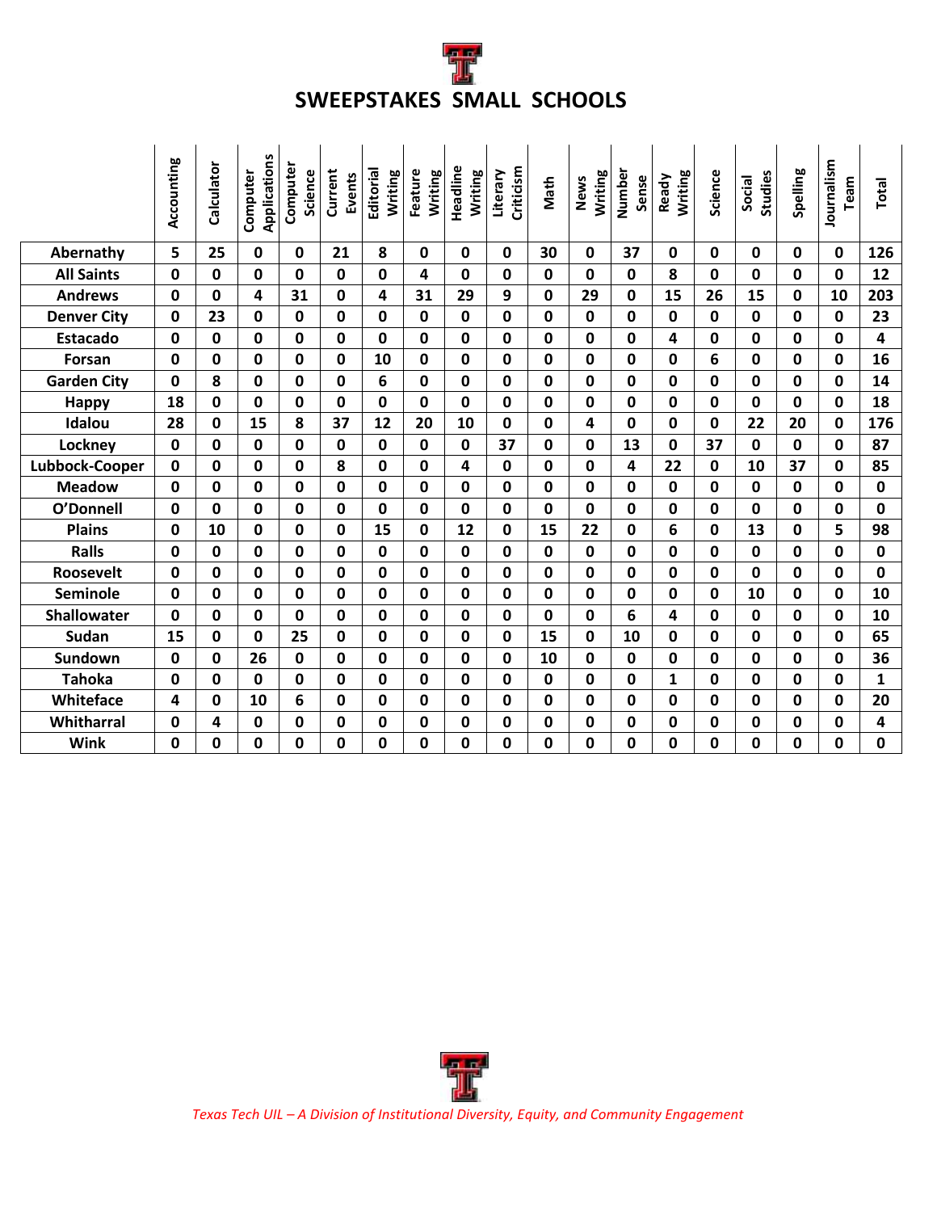# SWEEPSTAKES SMALL SCHOOLS

| | Accounting | Calculator | Computer Applications | Computer Science | Current Events | Editorial Writing | Feature Writing | Headline Writing | Literary Criticism | Math | News Writing | Number Sense | Ready Writing | Science | Social Studies | Spelling | Journalism Team | Total |
|---|---|---|---|---|---|---|---|---|---|---|---|---|---|---|---|---|---|---|
| Abernathy | 5 | 25 | 0 | 0 | 21 | 8 | 0 | 0 | 0 | 30 | 0 | 37 | 0 | 0 | 0 | 0 | 0 | 126 |
| All Saints | 0 | 0 | 0 | 0 | 0 | 0 | 4 | 0 | 0 | 0 | 0 | 0 | 8 | 0 | 0 | 0 | 0 | 12 |
| Andrews | 0 | 0 | 4 | 31 | 0 | 4 | 31 | 29 | 9 | 0 | 29 | 0 | 15 | 26 | 15 | 0 | 10 | 203 |
| Denver City | 0 | 23 | 0 | 0 | 0 | 0 | 0 | 0 | 0 | 0 | 0 | 0 | 0 | 0 | 0 | 0 | 0 | 23 |
| Estacado | 0 | 0 | 0 | 0 | 0 | 0 | 0 | 0 | 0 | 0 | 0 | 0 | 4 | 0 | 0 | 0 | 0 | 4 |
| Forsan | 0 | 0 | 0 | 0 | 0 | 10 | 0 | 0 | 0 | 0 | 0 | 0 | 0 | 6 | 0 | 0 | 0 | 16 |
| Garden City | 0 | 8 | 0 | 0 | 0 | 6 | 0 | 0 | 0 | 0 | 0 | 0 | 0 | 0 | 0 | 0 | 0 | 14 |
| Happy | 18 | 0 | 0 | 0 | 0 | 0 | 0 | 0 | 0 | 0 | 0 | 0 | 0 | 0 | 0 | 0 | 0 | 18 |
| Idalou | 28 | 0 | 15 | 8 | 37 | 12 | 20 | 10 | 0 | 0 | 4 | 0 | 0 | 0 | 22 | 20 | 0 | 176 |
| Lockney | 0 | 0 | 0 | 0 | 0 | 0 | 0 | 0 | 37 | 0 | 0 | 13 | 0 | 37 | 0 | 0 | 0 | 87 |
| Lubbock-Cooper | 0 | 0 | 0 | 0 | 8 | 0 | 0 | 4 | 0 | 0 | 0 | 4 | 22 | 0 | 10 | 37 | 0 | 85 |
| Meadow | 0 | 0 | 0 | 0 | 0 | 0 | 0 | 0 | 0 | 0 | 0 | 0 | 0 | 0 | 0 | 0 | 0 | 0 |
| O'Donnell | 0 | 0 | 0 | 0 | 0 | 0 | 0 | 0 | 0 | 0 | 0 | 0 | 0 | 0 | 0 | 0 | 0 | 0 |
| Plains | 0 | 10 | 0 | 0 | 0 | 15 | 0 | 12 | 0 | 15 | 22 | 0 | 6 | 0 | 13 | 0 | 5 | 98 |
| Ralls | 0 | 0 | 0 | 0 | 0 | 0 | 0 | 0 | 0 | 0 | 0 | 0 | 0 | 0 | 0 | 0 | 0 | 0 |
| Roosevelt | 0 | 0 | 0 | 0 | 0 | 0 | 0 | 0 | 0 | 0 | 0 | 0 | 0 | 0 | 0 | 0 | 0 | 0 |
| Seminole | 0 | 0 | 0 | 0 | 0 | 0 | 0 | 0 | 0 | 0 | 0 | 0 | 0 | 0 | 10 | 0 | 0 | 10 |
| Shallowater | 0 | 0 | 0 | 0 | 0 | 0 | 0 | 0 | 0 | 0 | 0 | 6 | 4 | 0 | 0 | 0 | 0 | 10 |
| Sudan | 15 | 0 | 0 | 25 | 0 | 0 | 0 | 0 | 0 | 15 | 0 | 10 | 0 | 0 | 0 | 0 | 0 | 65 |
| Sundown | 0 | 0 | 26 | 0 | 0 | 0 | 0 | 0 | 0 | 10 | 0 | 0 | 0 | 0 | 0 | 0 | 0 | 36 |
| Tahoka | 0 | 0 | 0 | 0 | 0 | 0 | 0 | 0 | 0 | 0 | 0 | 0 | 1 | 0 | 0 | 0 | 0 | 1 |
| Whiteface | 4 | 0 | 10 | 6 | 0 | 0 | 0 | 0 | 0 | 0 | 0 | 0 | 0 | 0 | 0 | 0 | 0 | 20 |
| Whitharral | 0 | 4 | 0 | 0 | 0 | 0 | 0 | 0 | 0 | 0 | 0 | 0 | 0 | 0 | 0 | 0 | 0 | 4 |
| Wink | 0 | 0 | 0 | 0 | 0 | 0 | 0 | 0 | 0 | 0 | 0 | 0 | 0 | 0 | 0 | 0 | 0 | 0 |